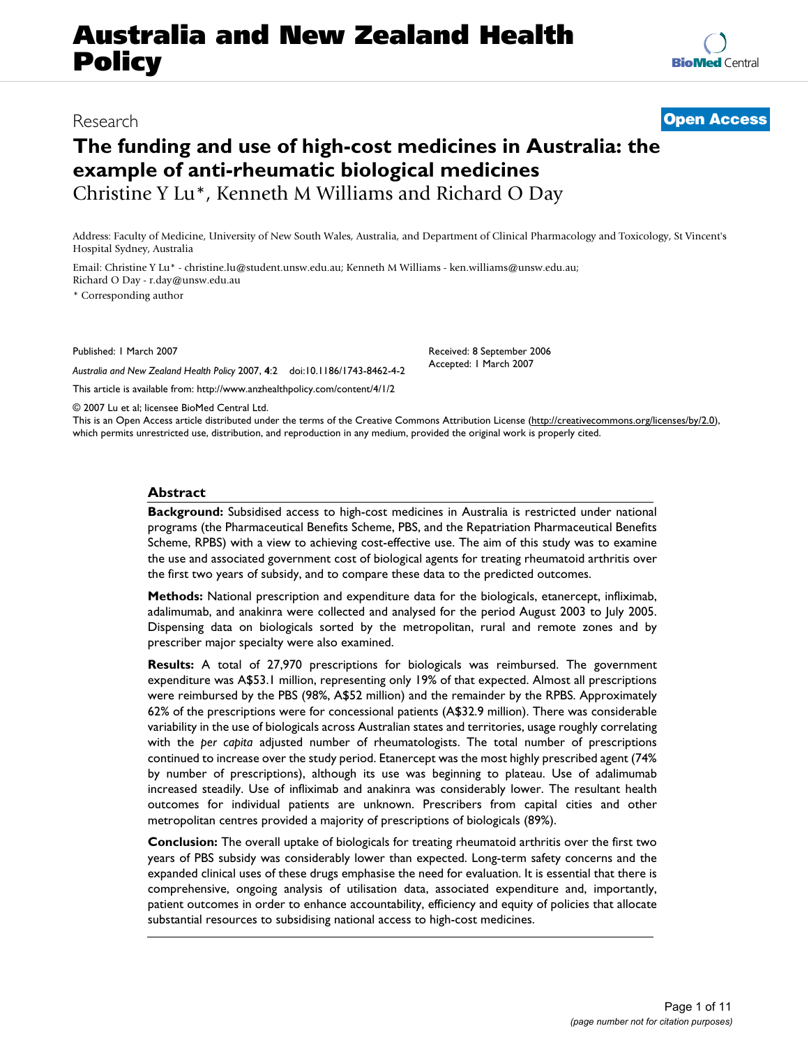Research

**Open Access**

# The funding and use of high-cost medicines in Australia: the example of anti-rheumatic biological medicines

Christine Y Lu*, Kenneth M Williams and Richard O Day

Address: Faculty of Medicine, University of New South Wales, Australia, and Department of Clinical Pharmacology and Toxicology, St Vincent's Hospital Sydney, Australia

Email: Christine Y Lu* - christine.lu@student.unsw.edu.au; Kenneth M Williams - ken.williams@unsw.edu.au; Richard O Day - r.day@unsw.edu.au

\* Corresponding author

Published: 1 March 2007

*Australia and New Zealand Health Policy* 2007, **4**:2 doi:10.1186/1743-8462-4-2

This article is available from: http://www.anzhealthpolicy.com/content/4/1/2

Received: 8 September 2006
Accepted: 1 March 2007

© 2007 Lu et al; licensee BioMed Central Ltd.

This is an Open Access article distributed under the terms of the Creative Commons Attribution License (http://creativecommons.org/licenses/by/2.0), which permits unrestricted use, distribution, and reproduction in any medium, provided the original work is properly cited.

## Abstract

**Background:** Subsidised access to high-cost medicines in Australia is restricted under national programs (the Pharmaceutical Benefits Scheme, PBS, and the Repatriation Pharmaceutical Benefits Scheme, RPBS) with a view to achieving cost-effective use. The aim of this study was to examine the use and associated government cost of biological agents for treating rheumatoid arthritis over the first two years of subsidy, and to compare these data to the predicted outcomes.

**Methods:** National prescription and expenditure data for the biologicals, etanercept, infliximab, adalimumab, and anakinra were collected and analysed for the period August 2003 to July 2005. Dispensing data on biologicals sorted by the metropolitan, rural and remote zones and by prescriber major specialty were also examined.

**Results:** A total of 27,970 prescriptions for biologicals was reimbursed. The government expenditure was A$53.1 million, representing only 19% of that expected. Almost all prescriptions were reimbursed by the PBS (98%, A$52 million) and the remainder by the RPBS. Approximately 62% of the prescriptions were for concessional patients (A$32.9 million). There was considerable variability in the use of biologicals across Australian states and territories, usage roughly correlating with the *per capita* adjusted number of rheumatologists. The total number of prescriptions continued to increase over the study period. Etanercept was the most highly prescribed agent (74% by number of prescriptions), although its use was beginning to plateau. Use of adalimumab increased steadily. Use of infliximab and anakinra was considerably lower. The resultant health outcomes for individual patients are unknown. Prescribers from capital cities and other metropolitan centres provided a majority of prescriptions of biologicals (89%).

**Conclusion:** The overall uptake of biologicals for treating rheumatoid arthritis over the first two years of PBS subsidy was considerably lower than expected. Long-term safety concerns and the expanded clinical uses of these drugs emphasise the need for evaluation. It is essential that there is comprehensive, ongoing analysis of utilisation data, associated expenditure and, importantly, patient outcomes in order to enhance accountability, efficiency and equity of policies that allocate substantial resources to subsidising national access to high-cost medicines.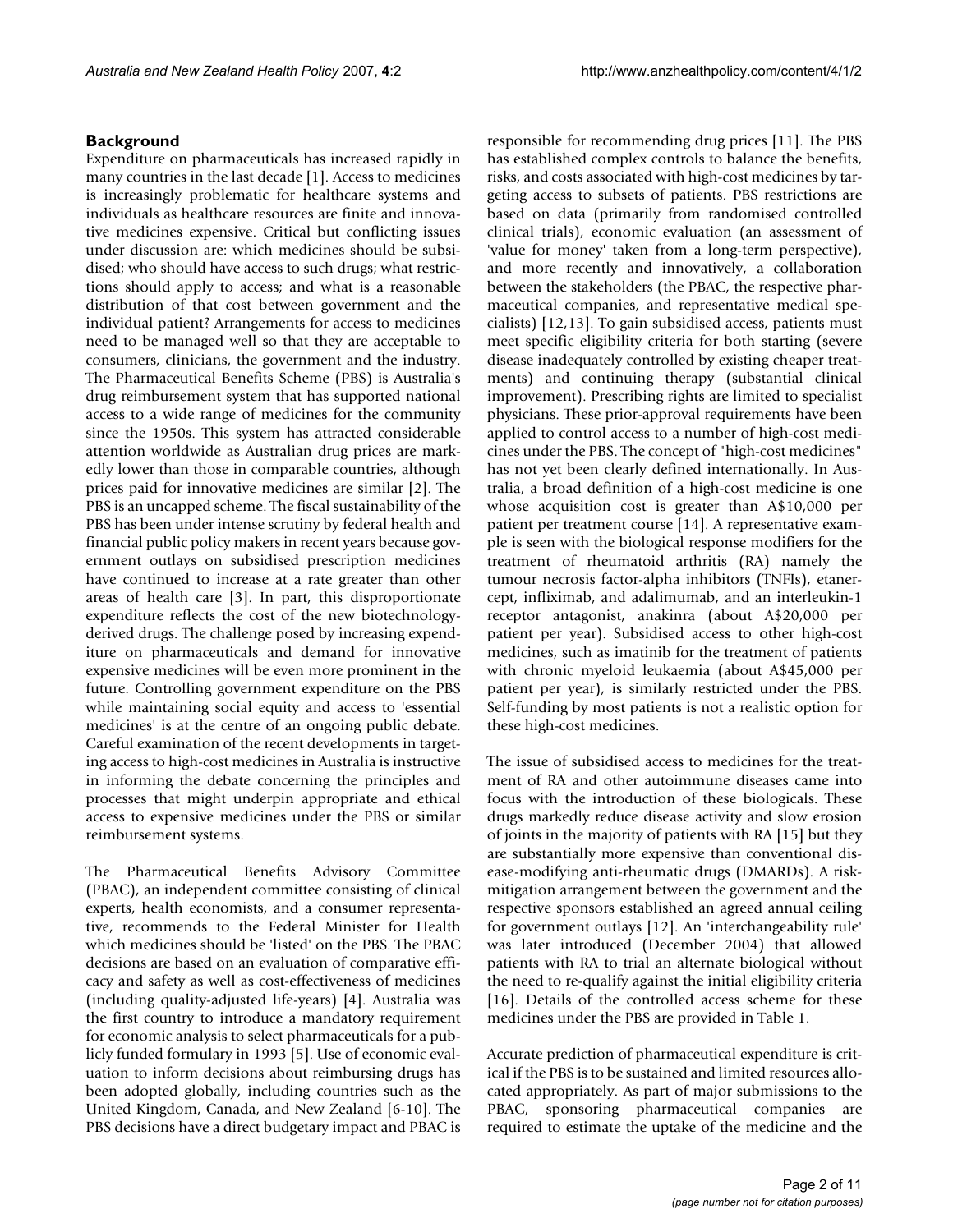## Background

Expenditure on pharmaceuticals has increased rapidly in many countries in the last decade [1]. Access to medicines is increasingly problematic for healthcare systems and individuals as healthcare resources are finite and innovative medicines expensive. Critical but conflicting issues under discussion are: which medicines should be subsidised; who should have access to such drugs; what restrictions should apply to access; and what is a reasonable distribution of that cost between government and the individual patient? Arrangements for access to medicines need to be managed well so that they are acceptable to consumers, clinicians, the government and the industry. The Pharmaceutical Benefits Scheme (PBS) is Australia's drug reimbursement system that has supported national access to a wide range of medicines for the community since the 1950s. This system has attracted considerable attention worldwide as Australian drug prices are markedly lower than those in comparable countries, although prices paid for innovative medicines are similar [2]. The PBS is an uncapped scheme. The fiscal sustainability of the PBS has been under intense scrutiny by federal health and financial public policy makers in recent years because government outlays on subsidised prescription medicines have continued to increase at a rate greater than other areas of health care [3]. In part, this disproportionate expenditure reflects the cost of the new biotechnology-derived drugs. The challenge posed by increasing expenditure on pharmaceuticals and demand for innovative expensive medicines will be even more prominent in the future. Controlling government expenditure on the PBS while maintaining social equity and access to 'essential medicines' is at the centre of an ongoing public debate. Careful examination of the recent developments in targeting access to high-cost medicines in Australia is instructive in informing the debate concerning the principles and processes that might underpin appropriate and ethical access to expensive medicines under the PBS or similar reimbursement systems.

The Pharmaceutical Benefits Advisory Committee (PBAC), an independent committee consisting of clinical experts, health economists, and a consumer representative, recommends to the Federal Minister for Health which medicines should be 'listed' on the PBS. The PBAC decisions are based on an evaluation of comparative efficacy and safety as well as cost-effectiveness of medicines (including quality-adjusted life-years) [4]. Australia was the first country to introduce a mandatory requirement for economic analysis to select pharmaceuticals for a publicly funded formulary in 1993 [5]. Use of economic evaluation to inform decisions about reimbursing drugs has been adopted globally, including countries such as the United Kingdom, Canada, and New Zealand [6-10]. The PBS decisions have a direct budgetary impact and PBAC is responsible for recommending drug prices [11]. The PBS has established complex controls to balance the benefits, risks, and costs associated with high-cost medicines by targeting access to subsets of patients. PBS restrictions are based on data (primarily from randomised controlled clinical trials), economic evaluation (an assessment of 'value for money' taken from a long-term perspective), and more recently and innovatively, a collaboration between the stakeholders (the PBAC, the respective pharmaceutical companies, and representative medical specialists) [12,13]. To gain subsidised access, patients must meet specific eligibility criteria for both starting (severe disease inadequately controlled by existing cheaper treatments) and continuing therapy (substantial clinical improvement). Prescribing rights are limited to specialist physicians. These prior-approval requirements have been applied to control access to a number of high-cost medicines under the PBS. The concept of "high-cost medicines" has not yet been clearly defined internationally. In Australia, a broad definition of a high-cost medicine is one whose acquisition cost is greater than A$10,000 per patient per treatment course [14]. A representative example is seen with the biological response modifiers for the treatment of rheumatoid arthritis (RA) namely the tumour necrosis factor-alpha inhibitors (TNFIs), etanercept, infliximab, and adalimumab, and an interleukin-1 receptor antagonist, anakinra (about A$20,000 per patient per year). Subsidised access to other high-cost medicines, such as imatinib for the treatment of patients with chronic myeloid leukaemia (about A$45,000 per patient per year), is similarly restricted under the PBS. Self-funding by most patients is not a realistic option for these high-cost medicines.

The issue of subsidised access to medicines for the treatment of RA and other autoimmune diseases came into focus with the introduction of these biologicals. These drugs markedly reduce disease activity and slow erosion of joints in the majority of patients with RA [15] but they are substantially more expensive than conventional disease-modifying anti-rheumatic drugs (DMARDs). A risk-mitigation arrangement between the government and the respective sponsors established an agreed annual ceiling for government outlays [12]. An 'interchangeability rule' was later introduced (December 2004) that allowed patients with RA to trial an alternate biological without the need to re-qualify against the initial eligibility criteria [16]. Details of the controlled access scheme for these medicines under the PBS are provided in Table 1.

Accurate prediction of pharmaceutical expenditure is critical if the PBS is to be sustained and limited resources allocated appropriately. As part of major submissions to the PBAC, sponsoring pharmaceutical companies are required to estimate the uptake of the medicine and the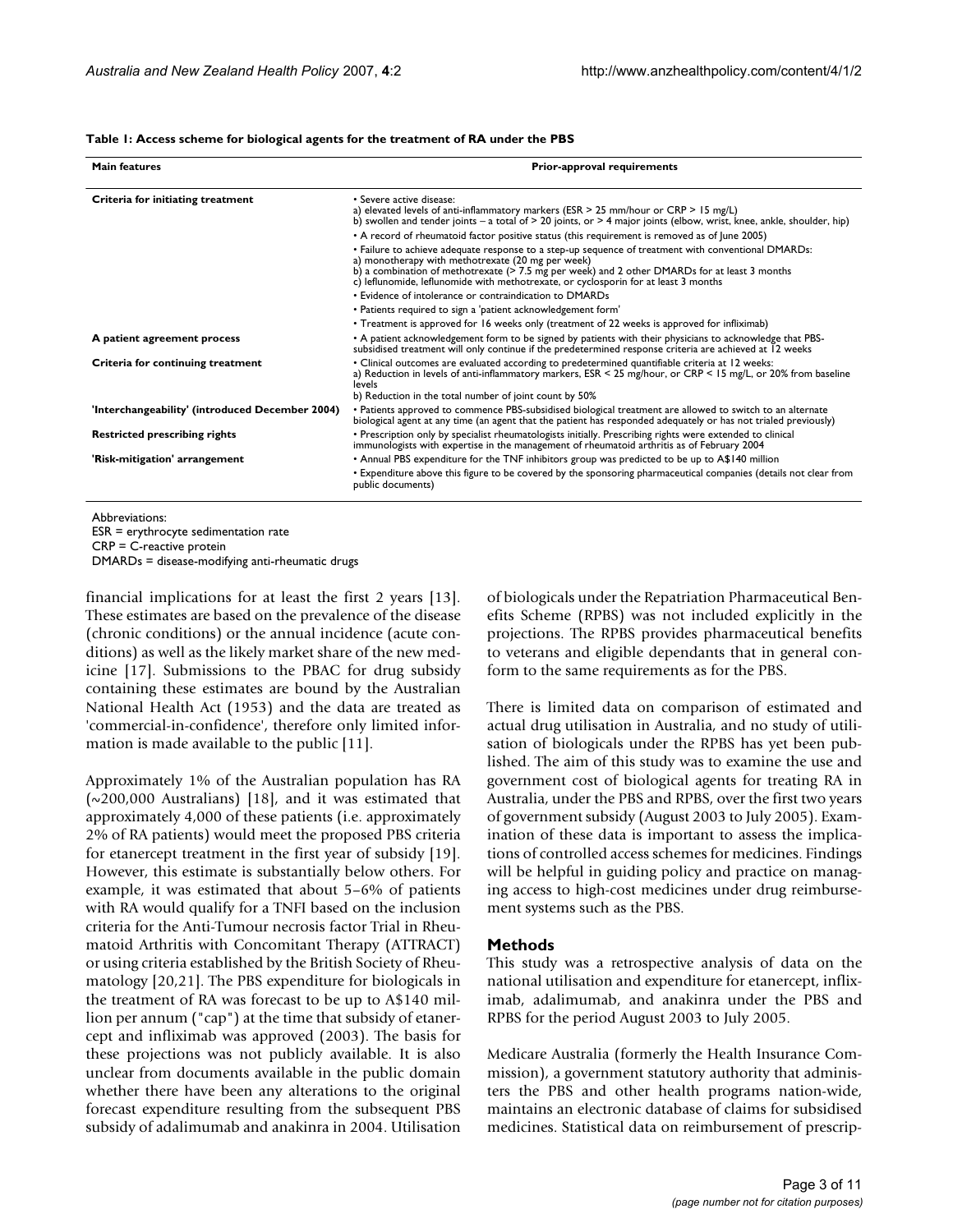**Table 1: Access scheme for biological agents for the treatment of RA under the PBS**

| Main features | Prior-approval requirements |
| --- | --- |
| **Criteria for initiating treatment** | • Severe active disease:<br>a) elevated levels of anti-inflammatory markers (ESR > 25 mm/hour or CRP > 15 mg/L)<br>b) swollen and tender joints – a total of > 20 joints, or > 4 major joints (elbow, wrist, knee, ankle, shoulder, hip) |
| | • A record of rheumatoid factor positive status (this requirement is removed as of June 2005) |
| | • Failure to achieve adequate response to a step-up sequence of treatment with conventional DMARDs:<br>a) monotherapy with methotrexate (20 mg per week)<br>b) a combination of methotrexate (> 7.5 mg per week) and 2 other DMARDs for at least 3 months<br>c) leflunomide, leflunomide with methotrexate, or cyclosporin for at least 3 months |
| | • Evidence of intolerance or contraindication to DMARDs |
| | • Patients required to sign a 'patient acknowledgement form' |
| | • Treatment is approved for 16 weeks only (treatment of 22 weeks is approved for infliximab) |
| **A patient agreement process** | • A patient acknowledgement form to be signed by patients with their physicians to acknowledge that PBS-subsidised treatment will only continue if the predetermined response criteria are achieved at 12 weeks |
| **Criteria for continuing treatment** | • Clinical outcomes are evaluated according to predetermined quantifiable criteria at 12 weeks:<br>a) Reduction in levels of anti-inflammatory markers, ESR < 25 mg/hour, or CRP < 15 mg/L, or 20% from baseline levels<br>b) Reduction in the total number of joint count by 50% |
| **'Interchangeability' (introduced December 2004)** | • Patients approved to commence PBS-subsidised biological treatment are allowed to switch to an alternate biological agent at any time (an agent that the patient has responded adequately or has not trialed previously) |
| **Restricted prescribing rights** | • Prescription only by specialist rheumatologists initially. Prescribing rights were extended to clinical immunologists with expertise in the management of rheumatoid arthritis as of February 2004 |
| **'Risk-mitigation' arrangement** | • Annual PBS expenditure for the TNF inhibitors group was predicted to be up to A$140 million |
| | • Expenditure above this figure to be covered by the sponsoring pharmaceutical companies (details not clear from public documents) |

Abbreviations:
ESR = erythrocyte sedimentation rate
CRP = C-reactive protein
DMARDs = disease-modifying anti-rheumatic drugs

financial implications for at least the first 2 years [13]. These estimates are based on the prevalence of the disease (chronic conditions) or the annual incidence (acute conditions) as well as the likely market share of the new medicine [17]. Submissions to the PBAC for drug subsidy containing these estimates are bound by the Australian National Health Act (1953) and the data are treated as 'commercial-in-confidence', therefore only limited information is made available to the public [11].

Approximately 1% of the Australian population has RA (~200,000 Australians) [18], and it was estimated that approximately 4,000 of these patients (i.e. approximately 2% of RA patients) would meet the proposed PBS criteria for etanercept treatment in the first year of subsidy [19]. However, this estimate is substantially below others. For example, it was estimated that about 5–6% of patients with RA would qualify for a TNFI based on the inclusion criteria for the Anti-Tumour necrosis factor Trial in Rheumatoid Arthritis with Concomitant Therapy (ATTRACT) or using criteria established by the British Society of Rheumatology [20,21]. The PBS expenditure for biologicals in the treatment of RA was forecast to be up to A$140 million per annum ("cap") at the time that subsidy of etanercept and infliximab was approved (2003). The basis for these projections was not publicly available. It is also unclear from documents available in the public domain whether there have been any alterations to the original forecast expenditure resulting from the subsequent PBS subsidy of adalimumab and anakinra in 2004. Utilisation of biologicals under the Repatriation Pharmaceutical Benefits Scheme (RPBS) was not included explicitly in the projections. The RPBS provides pharmaceutical benefits to veterans and eligible dependants that in general conform to the same requirements as for the PBS.

There is limited data on comparison of estimated and actual drug utilisation in Australia, and no study of utilisation of biologicals under the RPBS has yet been published. The aim of this study was to examine the use and government cost of biological agents for treating RA in Australia, under the PBS and RPBS, over the first two years of government subsidy (August 2003 to July 2005). Examination of these data is important to assess the implications of controlled access schemes for medicines. Findings will be helpful in guiding policy and practice on managing access to high-cost medicines under drug reimbursement systems such as the PBS.

## Methods

This study was a retrospective analysis of data on the national utilisation and expenditure for etanercept, infliximab, adalimumab, and anakinra under the PBS and RPBS for the period August 2003 to July 2005.

Medicare Australia (formerly the Health Insurance Commission), a government statutory authority that administers the PBS and other health programs nation-wide, maintains an electronic database of claims for subsidised medicines. Statistical data on reimbursement of prescrip-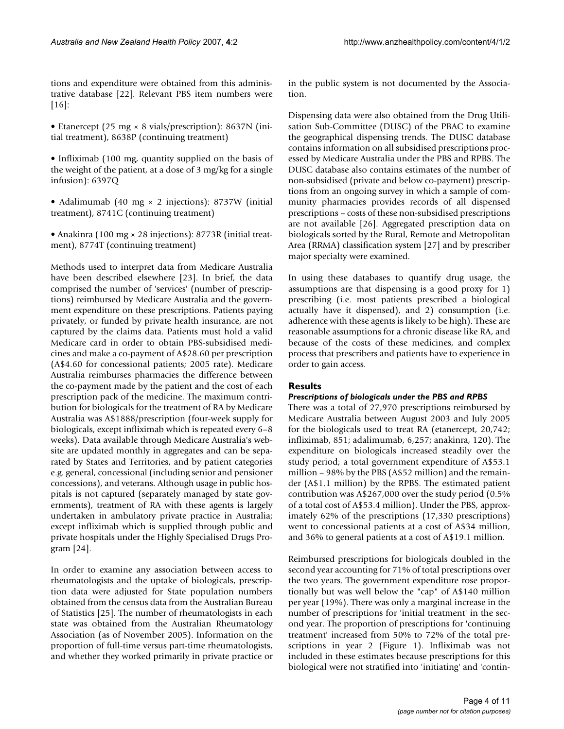tions and expenditure were obtained from this administrative database [22]. Relevant PBS item numbers were [16]:

• Etanercept (25 mg × 8 vials/prescription): 8637N (initial treatment), 8638P (continuing treatment)

• Infliximab (100 mg, quantity supplied on the basis of the weight of the patient, at a dose of 3 mg/kg for a single infusion): 6397Q

• Adalimumab (40 mg × 2 injections): 8737W (initial treatment), 8741C (continuing treatment)

• Anakinra (100 mg × 28 injections): 8773R (initial treatment), 8774T (continuing treatment)

Methods used to interpret data from Medicare Australia have been described elsewhere [23]. In brief, the data comprised the number of 'services' (number of prescriptions) reimbursed by Medicare Australia and the government expenditure on these prescriptions. Patients paying privately, or funded by private health insurance, are not captured by the claims data. Patients must hold a valid Medicare card in order to obtain PBS-subsidised medicines and make a co-payment of A$28.60 per prescription (A$4.60 for concessional patients; 2005 rate). Medicare Australia reimburses pharmacies the difference between the co-payment made by the patient and the cost of each prescription pack of the medicine. The maximum contribution for biologicals for the treatment of RA by Medicare Australia was A$1888/prescription (four-week supply for biologicals, except infliximab which is repeated every 6–8 weeks). Data available through Medicare Australia's website are updated monthly in aggregates and can be separated by States and Territories, and by patient categories e.g. general, concessional (including senior and pensioner concessions), and veterans. Although usage in public hospitals is not captured (separately managed by state governments), treatment of RA with these agents is largely undertaken in ambulatory private practice in Australia; except infliximab which is supplied through public and private hospitals under the Highly Specialised Drugs Program [24].

In order to examine any association between access to rheumatologists and the uptake of biologicals, prescription data were adjusted for State population numbers obtained from the census data from the Australian Bureau of Statistics [25]. The number of rheumatologists in each state was obtained from the Australian Rheumatology Association (as of November 2005). Information on the proportion of full-time versus part-time rheumatologists, and whether they worked primarily in private practice or in the public system is not documented by the Association.

Dispensing data were also obtained from the Drug Utilisation Sub-Committee (DUSC) of the PBAC to examine the geographical dispensing trends. The DUSC database contains information on all subsidised prescriptions processed by Medicare Australia under the PBS and RPBS. The DUSC database also contains estimates of the number of non-subsidised (private and below co-payment) prescriptions from an ongoing survey in which a sample of community pharmacies provides records of all dispensed prescriptions – costs of these non-subsidised prescriptions are not available [26]. Aggregated prescription data on biologicals sorted by the Rural, Remote and Metropolitan Area (RRMA) classification system [27] and by prescriber major specialty were examined.

In using these databases to quantify drug usage, the assumptions are that dispensing is a good proxy for 1) prescribing (i.e. most patients prescribed a biological actually have it dispensed), and 2) consumption (i.e. adherence with these agents is likely to be high). These are reasonable assumptions for a chronic disease like RA, and because of the costs of these medicines, and complex process that prescribers and patients have to experience in order to gain access.

## Results

### *Prescriptions of biologicals under the PBS and RPBS*

There was a total of 27,970 prescriptions reimbursed by Medicare Australia between August 2003 and July 2005 for the biologicals used to treat RA (etanercept, 20,742; infliximab, 851; adalimumab, 6,257; anakinra, 120). The expenditure on biologicals increased steadily over the study period; a total government expenditure of A$53.1 million – 98% by the PBS (A$52 million) and the remainder (A$1.1 million) by the RPBS. The estimated patient contribution was A$267,000 over the study period (0.5% of a total cost of A$53.4 million). Under the PBS, approximately 62% of the prescriptions (17,330 prescriptions) went to concessional patients at a cost of A$34 million, and 36% to general patients at a cost of A$19.1 million.

Reimbursed prescriptions for biologicals doubled in the second year accounting for 71% of total prescriptions over the two years. The government expenditure rose proportionally but was well below the "cap" of A$140 million per year (19%). There was only a marginal increase in the number of prescriptions for 'initial treatment' in the second year. The proportion of prescriptions for 'continuing treatment' increased from 50% to 72% of the total prescriptions in year 2 (Figure 1). Infliximab was not included in these estimates because prescriptions for this biological were not stratified into 'initiating' and 'contin-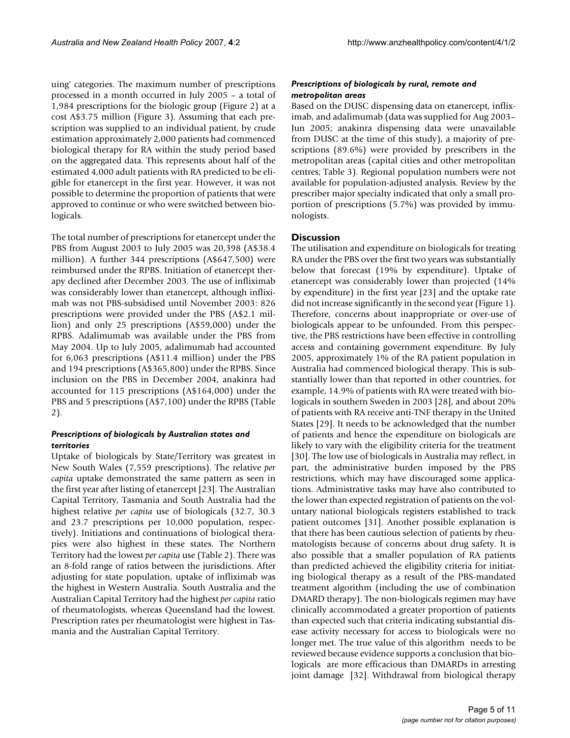uing' categories. The maximum number of prescriptions processed in a month occurred in July 2005 – a total of 1,984 prescriptions for the biologic group (Figure 2) at a cost A$3.75 million (Figure 3). Assuming that each prescription was supplied to an individual patient, by crude estimation approximately 2,000 patients had commenced biological therapy for RA within the study period based on the aggregated data. This represents about half of the estimated 4,000 adult patients with RA predicted to be eligible for etanercept in the first year. However, it was not possible to determine the proportion of patients that were approved to continue or who were switched between biologicals.

The total number of prescriptions for etanercept under the PBS from August 2003 to July 2005 was 20,398 (A$38.4 million). A further 344 prescriptions (A$647,500) were reimbursed under the RPBS. Initiation of etanercept therapy declined after December 2003. The use of infliximab was considerably lower than etanercept, although infliximab was not PBS-subsidised until November 2003: 826 prescriptions were provided under the PBS (A$2.1 million) and only 25 prescriptions (A$59,000) under the RPBS. Adalimumab was available under the PBS from May 2004. Up to July 2005, adalimumab had accounted for 6,063 prescriptions (A$11.4 million) under the PBS and 194 prescriptions (A$365,800) under the RPBS. Since inclusion on the PBS in December 2004, anakinra had accounted for 115 prescriptions (A$164,000) under the PBS and 5 prescriptions (A$7,100) under the RPBS (Table 2).

### *Prescriptions of biologicals by Australian states and territories*

Uptake of biologicals by State/Territory was greatest in New South Wales (7,559 prescriptions). The relative *per capita* uptake demonstrated the same pattern as seen in the first year after listing of etanercept [23]. The Australian Capital Territory, Tasmania and South Australia had the highest relative *per capita* use of biologicals (32.7, 30.3 and 23.7 prescriptions per 10,000 population, respectively). Initiations and continuations of biological therapies were also highest in these states. The Northern Territory had the lowest *per capita* use (Table 2). There was an 8-fold range of ratios between the jurisdictions. After adjusting for state population, uptake of infliximab was the highest in Western Australia. South Australia and the Australian Capital Territory had the highest *per capita* ratio of rheumatologists, whereas Queensland had the lowest. Prescription rates per rheumatologist were highest in Tasmania and the Australian Capital Territory.

### *Prescriptions of biologicals by rural, remote and metropolitan areas*

Based on the DUSC dispensing data on etanercept, infliximab, and adalimumab (data was supplied for Aug 2003–Jun 2005; anakinra dispensing data were unavailable from DUSC at the time of this study), a majority of prescriptions (89.6%) were provided by prescribers in the metropolitan areas (capital cities and other metropolitan centres; Table 3). Regional population numbers were not available for population-adjusted analysis. Review by the prescriber major specialty indicated that only a small proportion of prescriptions (5.7%) was provided by immunologists.

## Discussion

The utilisation and expenditure on biologicals for treating RA under the PBS over the first two years was substantially below that forecast (19% by expenditure). Uptake of etanercept was considerably lower than projected (14% by expenditure) in the first year [23] and the uptake rate did not increase significantly in the second year (Figure 1). Therefore, concerns about inappropriate or over-use of biologicals appear to be unfounded. From this perspective, the PBS restrictions have been effective in controlling access and containing government expenditure. By July 2005, approximately 1% of the RA patient population in Australia had commenced biological therapy. This is substantially lower than that reported in other countries, for example, 14.9% of patients with RA were treated with biologicals in southern Sweden in 2003 [28], and about 20% of patients with RA receive anti-TNF therapy in the United States [29]. It needs to be acknowledged that the number of patients and hence the expenditure on biologicals are likely to vary with the eligibility criteria for the treatment [30]. The low use of biologicals in Australia may reflect, in part, the administrative burden imposed by the PBS restrictions, which may have discouraged some applications. Administrative tasks may have also contributed to the lower than expected registration of patients on the voluntary national biologicals registers established to track patient outcomes [31]. Another possible explanation is that there has been cautious selection of patients by rheumatologists because of concerns about drug safety. It is also possible that a smaller population of RA patients than predicted achieved the eligibility criteria for initiating biological therapy as a result of the PBS-mandated treatment algorithm (including the use of combination DMARD therapy). The non-biologicals regimen may have clinically accommodated a greater proportion of patients than expected such that criteria indicating substantial disease activity necessary for access to biologicals were no longer met. The true value of this algorithm needs to be reviewed because evidence supports a conclusion that biologicals are more efficacious than DMARDs in arresting joint damage [32]. Withdrawal from biological therapy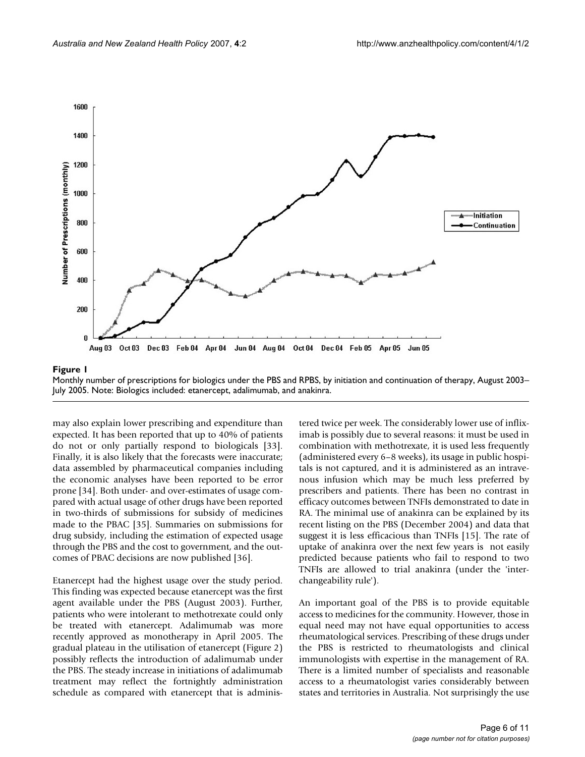**Figure 1**

Monthly number of prescriptions for biologics under the PBS and RPBS, by initiation and continuation of therapy, August 2003–July 2005. Note: Biologics included: etanercept, adalimumab, and anakinra.

may also explain lower prescribing and expenditure than expected. It has been reported that up to 40% of patients do not or only partially respond to biologicals [33]. Finally, it is also likely that the forecasts were inaccurate; data assembled by pharmaceutical companies including the economic analyses have been reported to be error prone [34]. Both under- and over-estimates of usage compared with actual usage of other drugs have been reported in two-thirds of submissions for subsidy of medicines made to the PBAC [35]. Summaries on submissions for drug subsidy, including the estimation of expected usage through the PBS and the cost to government, and the outcomes of PBAC decisions are now published [36].

Etanercept had the highest usage over the study period. This finding was expected because etanercept was the first agent available under the PBS (August 2003). Further, patients who were intolerant to methotrexate could only be treated with etanercept. Adalimumab was more recently approved as monotherapy in April 2005. The gradual plateau in the utilisation of etanercept (Figure 2) possibly reflects the introduction of adalimumab under the PBS. The steady increase in initiations of adalimumab treatment may reflect the fortnightly administration schedule as compared with etanercept that is administered twice per week. The considerably lower use of infliximab is possibly due to several reasons: it must be used in combination with methotrexate, it is used less frequently (administered every 6–8 weeks), its usage in public hospitals is not captured, and it is administered as an intravenous infusion which may be much less preferred by prescribers and patients. There has been no contrast in efficacy outcomes between TNFIs demonstrated to date in RA. The minimal use of anakinra can be explained by its recent listing on the PBS (December 2004) and data that suggest it is less efficacious than TNFIs [15]. The rate of uptake of anakinra over the next few years is not easily predicted because patients who fail to respond to two TNFIs are allowed to trial anakinra (under the 'interchangeability rule').

An important goal of the PBS is to provide equitable access to medicines for the community. However, those in equal need may not have equal opportunities to access rheumatological services. Prescribing of these drugs under the PBS is restricted to rheumatologists and clinical immunologists with expertise in the management of RA. There is a limited number of specialists and reasonable access to a rheumatologist varies considerably between states and territories in Australia. Not surprisingly the use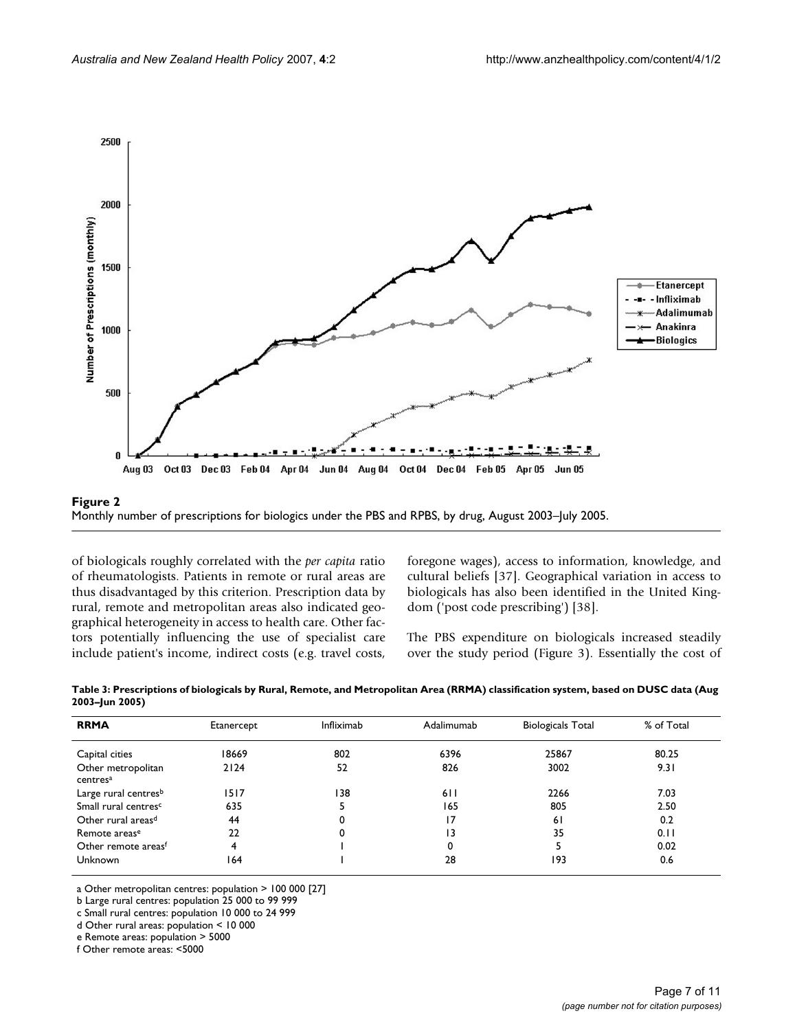**Figure 2**
Monthly number of prescriptions for biologics under the PBS and RPBS, by drug, August 2003–July 2005.

of biologicals roughly correlated with the *per capita* ratio of rheumatologists. Patients in remote or rural areas are thus disadvantaged by this criterion. Prescription data by rural, remote and metropolitan areas also indicated geographical heterogeneity in access to health care. Other factors potentially influencing the use of specialist care include patient's income, indirect costs (e.g. travel costs, foregone wages), access to information, knowledge, and cultural beliefs [37]. Geographical variation in access to biologicals has also been identified in the United Kingdom ('post code prescribing') [38].

The PBS expenditure on biologicals increased steadily over the study period (Figure 3). Essentially the cost of

**Table 3: Prescriptions of biologicals by Rural, Remote, and Metropolitan Area (RRMA) classification system, based on DUSC data (Aug 2003–Jun 2005)**

| RRMA | Etanercept | Infliximab | Adalimumab | Biologicals Total | % of Total |
|---|---|---|---|---|---|
| Capital cities | 18669 | 802 | 6396 | 25867 | 80.25 |
| Other metropolitan centres[a] | 2124 | 52 | 826 | 3002 | 9.31 |
| Large rural centres[b] | 1517 | 138 | 611 | 2266 | 7.03 |
| Small rural centres[c] | 635 | 5 | 165 | 805 | 2.50 |
| Other rural areas[d] | 44 | 0 | 17 | 61 | 0.2 |
| Remote areas[e] | 22 | 0 | 13 | 35 | 0.11 |
| Other remote areas[f] | 4 | 1 | 0 | 5 | 0.02 |
| Unknown | 164 | 1 | 28 | 193 | 0.6 |

a Other metropolitan centres: population > 100 000 [27]
b Large rural centres: population 25 000 to 99 999
c Small rural centres: population 10 000 to 24 999
d Other rural areas: population < 10 000
e Remote areas: population > 5000
f Other remote areas: <5000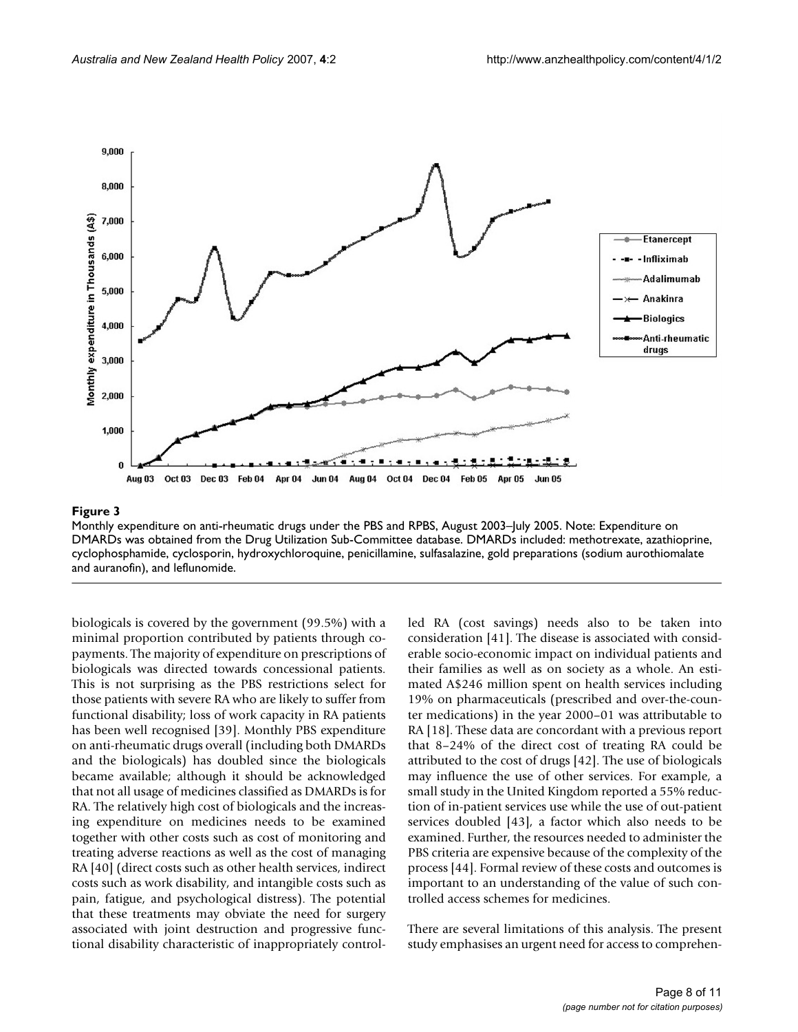**Figure 3**

Monthly expenditure on anti-rheumatic drugs under the PBS and RPBS, August 2003–July 2005. Note: Expenditure on DMARDs was obtained from the Drug Utilization Sub-Committee database. DMARDs included: methotrexate, azathioprine, cyclophosphamide, cyclosporin, hydroxychloroquine, penicillamine, sulfasalazine, gold preparations (sodium aurothiomalate and auranofin), and leflunomide.

biologicals is covered by the government (99.5%) with a minimal proportion contributed by patients through co-payments. The majority of expenditure on prescriptions of biologicals was directed towards concessional patients. This is not surprising as the PBS restrictions select for those patients with severe RA who are likely to suffer from functional disability; loss of work capacity in RA patients has been well recognised [39]. Monthly PBS expenditure on anti-rheumatic drugs overall (including both DMARDs and the biologicals) has doubled since the biologicals became available; although it should be acknowledged that not all usage of medicines classified as DMARDs is for RA. The relatively high cost of biologicals and the increasing expenditure on medicines needs to be examined together with other costs such as cost of monitoring and treating adverse reactions as well as the cost of managing RA [40] (direct costs such as other health services, indirect costs such as work disability, and intangible costs such as pain, fatigue, and psychological distress). The potential that these treatments may obviate the need for surgery associated with joint destruction and progressive functional disability characteristic of inappropriately controlled RA (cost savings) needs also to be taken into consideration [41]. The disease is associated with considerable socio-economic impact on individual patients and their families as well as on society as a whole. An estimated A$246 million spent on health services including 19% on pharmaceuticals (prescribed and over-the-counter medications) in the year 2000–01 was attributable to RA [18]. These data are concordant with a previous report that 8–24% of the direct cost of treating RA could be attributed to the cost of drugs [42]. The use of biologicals may influence the use of other services. For example, a small study in the United Kingdom reported a 55% reduction of in-patient services use while the use of out-patient services doubled [43], a factor which also needs to be examined. Further, the resources needed to administer the PBS criteria are expensive because of the complexity of the process [44]. Formal review of these costs and outcomes is important to an understanding of the value of such controlled access schemes for medicines.

There are several limitations of this analysis. The present study emphasises an urgent need for access to comprehen-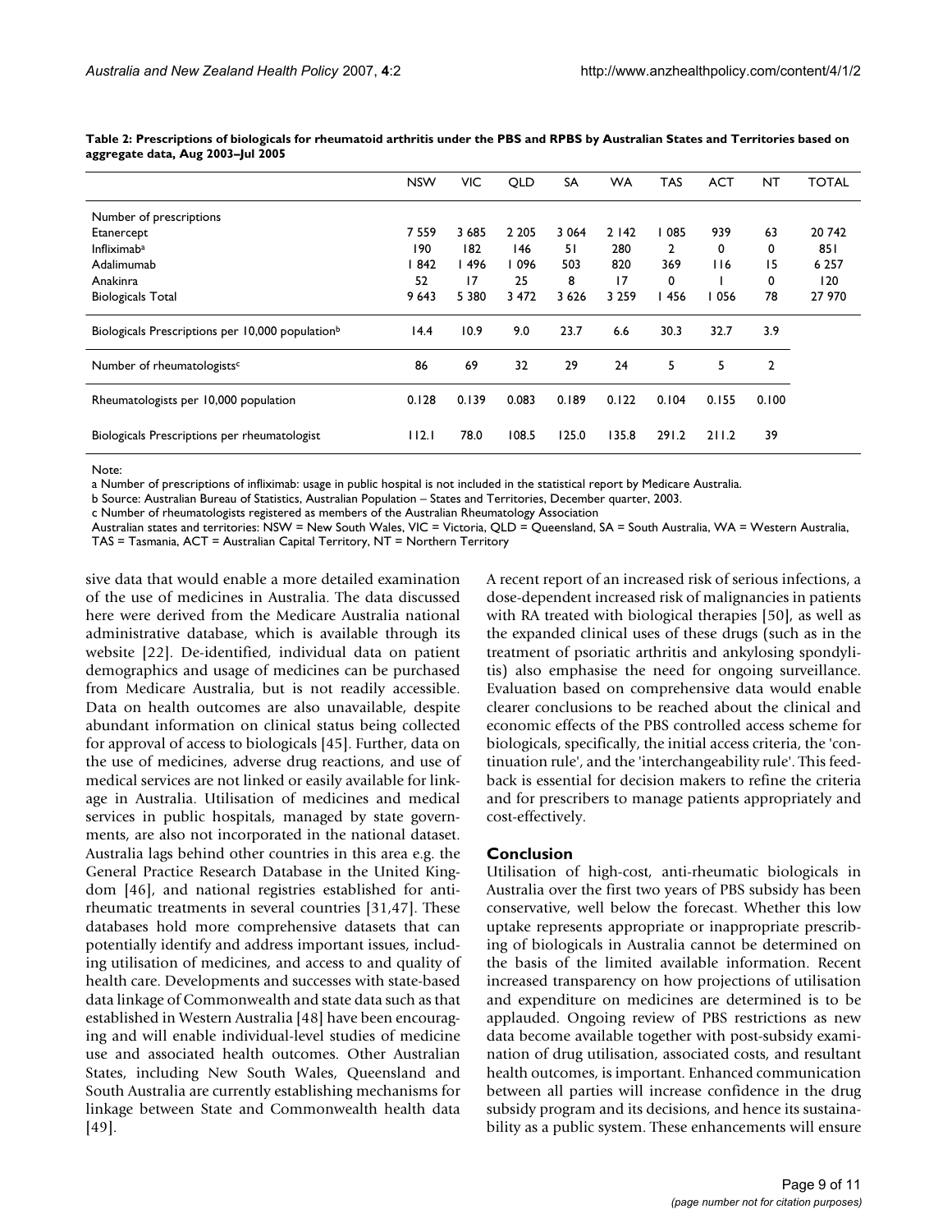**Table 2: Prescriptions of biologicals for rheumatoid arthritis under the PBS and RPBS by Australian States and Territories based on aggregate data, Aug 2003–Jul 2005**

| | NSW | VIC | QLD | SA | WA | TAS | ACT | NT | TOTAL |
|---|---|---|---|---|---|---|---|---|---|
| Number of prescriptions | | | | | | | | | |
| Etanercept | 7 559 | 3 685 | 2 205 | 3 064 | 2 142 | 1 085 | 939 | 63 | 20 742 |
| Infliximab[a] | 190 | 182 | 146 | 51 | 280 | 2 | 0 | 0 | 851 |
| Adalimumab | 1 842 | 1 496 | 1 096 | 503 | 820 | 369 | 116 | 15 | 6 257 |
| Anakinra | 52 | 17 | 25 | 8 | 17 | 0 | 1 | 0 | 120 |
| Biologicals Total | 9 643 | 5 380 | 3 472 | 3 626 | 3 259 | 1 456 | 1 056 | 78 | 27 970 |
| Biologicals Prescriptions per 10,000 population[b] | 14.4 | 10.9 | 9.0 | 23.7 | 6.6 | 30.3 | 32.7 | 3.9 | |
| Number of rheumatologists[c] | 86 | 69 | 32 | 29 | 24 | 5 | 5 | 2 | |
| Rheumatologists per 10,000 population | 0.128 | 0.139 | 0.083 | 0.189 | 0.122 | 0.104 | 0.155 | 0.100 | |
| Biologicals Prescriptions per rheumatologist | 112.1 | 78.0 | 108.5 | 125.0 | 135.8 | 291.2 | 211.2 | 39 | |

Note:

a Number of prescriptions of infliximab: usage in public hospital is not included in the statistical report by Medicare Australia.

b Source: Australian Bureau of Statistics, Australian Population – States and Territories, December quarter, 2003.

c Number of rheumatologists registered as members of the Australian Rheumatology Association

Australian states and territories: NSW = New South Wales, VIC = Victoria, QLD = Queensland, SA = South Australia, WA = Western Australia, TAS = Tasmania, ACT = Australian Capital Territory, NT = Northern Territory

sive data that would enable a more detailed examination of the use of medicines in Australia. The data discussed here were derived from the Medicare Australia national administrative database, which is available through its website [22]. De-identified, individual data on patient demographics and usage of medicines can be purchased from Medicare Australia, but is not readily accessible. Data on health outcomes are also unavailable, despite abundant information on clinical status being collected for approval of access to biologicals [45]. Further, data on the use of medicines, adverse drug reactions, and use of medical services are not linked or easily available for linkage in Australia. Utilisation of medicines and medical services in public hospitals, managed by state governments, are also not incorporated in the national dataset. Australia lags behind other countries in this area e.g. the General Practice Research Database in the United Kingdom [46], and national registries established for anti-rheumatic treatments in several countries [31,47]. These databases hold more comprehensive datasets that can potentially identify and address important issues, including utilisation of medicines, and access to and quality of health care. Developments and successes with state-based data linkage of Commonwealth and state data such as that established in Western Australia [48] have been encouraging and will enable individual-level studies of medicine use and associated health outcomes. Other Australian States, including New South Wales, Queensland and South Australia are currently establishing mechanisms for linkage between State and Commonwealth health data [49].

A recent report of an increased risk of serious infections, a dose-dependent increased risk of malignancies in patients with RA treated with biological therapies [50], as well as the expanded clinical uses of these drugs (such as in the treatment of psoriatic arthritis and ankylosing spondylitis) also emphasise the need for ongoing surveillance. Evaluation based on comprehensive data would enable clearer conclusions to be reached about the clinical and economic effects of the PBS controlled access scheme for biologicals, specifically, the initial access criteria, the 'continuation rule', and the 'interchangeability rule'. This feedback is essential for decision makers to refine the criteria and for prescribers to manage patients appropriately and cost-effectively.

## Conclusion

Utilisation of high-cost, anti-rheumatic biologicals in Australia over the first two years of PBS subsidy has been conservative, well below the forecast. Whether this low uptake represents appropriate or inappropriate prescribing of biologicals in Australia cannot be determined on the basis of the limited available information. Recent increased transparency on how projections of utilisation and expenditure on medicines are determined is to be applauded. Ongoing review of PBS restrictions as new data become available together with post-subsidy examination of drug utilisation, associated costs, and resultant health outcomes, is important. Enhanced communication between all parties will increase confidence in the drug subsidy program and its decisions, and hence its sustainability as a public system. These enhancements will ensure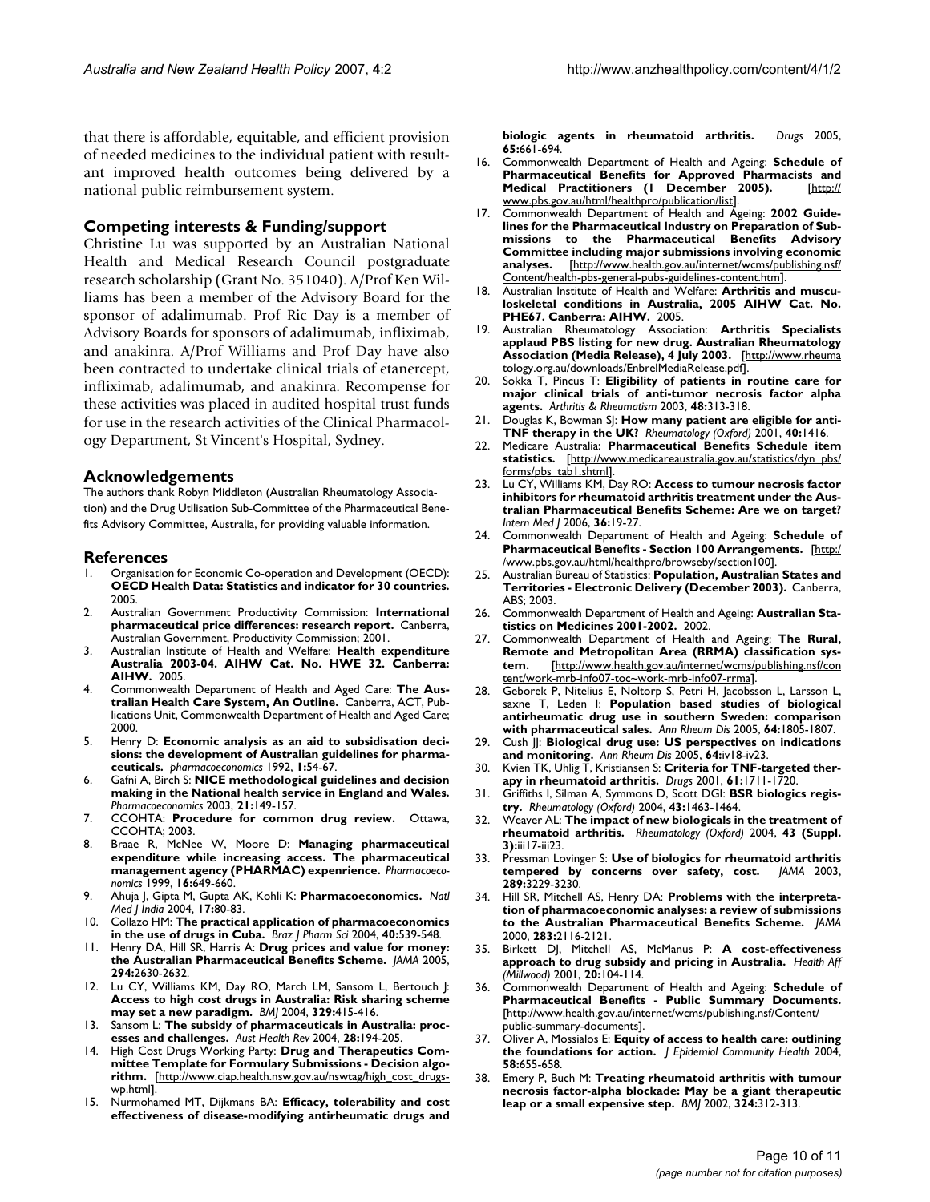that there is affordable, equitable, and efficient provision of needed medicines to the individual patient with resultant improved health outcomes being delivered by a national public reimbursement system.

## Competing interests & Funding/support

Christine Lu was supported by an Australian National Health and Medical Research Council postgraduate research scholarship (Grant No. 351040). A/Prof Ken Williams has been a member of the Advisory Board for the sponsor of adalimumab. Prof Ric Day is a member of Advisory Boards for sponsors of adalimumab, infliximab, and anakinra. A/Prof Williams and Prof Day have also been contracted to undertake clinical trials of etanercept, infliximab, adalimumab, and anakinra. Recompense for these activities was placed in audited hospital trust funds for use in the research activities of the Clinical Pharmacology Department, St Vincent's Hospital, Sydney.

## Acknowledgements

The authors thank Robyn Middleton (Australian Rheumatology Association) and the Drug Utilisation Sub-Committee of the Pharmaceutical Benefits Advisory Committee, Australia, for providing valuable information.

## References

1. Organisation for Economic Co-operation and Development (OECD): **OECD Health Data: Statistics and indicator for 30 countries.** 2005.
2. Australian Government Productivity Commission: **International pharmaceutical price differences: research report.** Canberra, Australian Government, Productivity Commission; 2001.
3. Australian Institute of Health and Welfare: **Health expenditure Australia 2003-04. AIHW Cat. No. HWE 32. Canberra: AIHW.** 2005.
4. Commonwealth Department of Health and Aged Care: **The Australian Health Care System, An Outline.** Canberra, ACT, Publications Unit, Commonwealth Department of Health and Aged Care; 2000.
5. Henry D: **Economic analysis as an aid to subsidisation decisions: the development of Australian guidelines for pharmaceuticals.** *pharmacoeconomics* 1992, **1:**54-67.
6. Gafni A, Birch S: **NICE methodological guidelines and decision making in the National health service in England and Wales.** *Pharmacoeconomics* 2003, **21:**149-157.
7. CCOHTA: **Procedure for common drug review.** Ottawa, CCOHTA; 2003.
8. Braae R, McNee W, Moore D: **Managing pharmaceutical expenditure while increasing access. The pharmaceutical management agency (PHARMAC) exenrience.** *Pharmacoeconomics* 1999, **16:**649-660.
9. Ahuja J, Gipta M, Gupta AK, Kohli K: **Pharmacoeconomics.** *Natl Med J India* 2004, **17:**80-83.
10. Collazo HM: **The practical application of pharmacoeconomics in the use of drugs in Cuba.** *Braz J Pharm Sci* 2004, **40:**539-548.
11. Henry DA, Hill SR, Harris A: **Drug prices and value for money: the Australian Pharmaceutical Benefits Scheme.** *JAMA* 2005, **294:**2630-2632.
12. Lu CY, Williams KM, Day RO, March LM, Sansom L, Bertouch J: **Access to high cost drugs in Australia: Risk sharing scheme may set a new paradigm.** *BMJ* 2004, **329:**415-416.
13. Sansom L: **The subsidy of pharmaceuticals in Australia: processes and challenges.** *Aust Health Rev* 2004, **28:**194-205.
14. High Cost Drugs Working Party: **Drug and Therapeutics Committee Template for Formulary Submissions - Decision algorithm.** [http://www.ciap.health.nsw.gov.au/nswtag/high_cost_drugs-wp.html].
15. Nurmohamed MT, Dijkmans BA: **Efficacy, tolerability and cost effectiveness of disease-modifying antirheumatic drugs and biologic agents in rheumatoid arthritis.** *Drugs* 2005, **65:**661-694.
16. Commonwealth Department of Health and Ageing: **Schedule of Pharmaceutical Benefits for Approved Pharmacists and Medical Practitioners (1 December 2005).** [http://www.pbs.gov.au/html/healthpro/publication/list].
17. Commonwealth Department of Health and Ageing: **2002 Guidelines for the Pharmaceutical Industry on Preparation of Submissions to the Pharmaceutical Benefits Advisory Committee including major submissions involving economic analyses.** [http://www.health.gov.au/internet/wcms/publishing.nsf/Content/health-pbs-general-pubs-guidelines-content.htm].
18. Australian Institute of Health and Welfare: **Arthritis and musculoskeletal conditions in Australia, 2005 AIHW Cat. No. PHE67. Canberra: AIHW.** 2005.
19. Australian Rheumatology Association: **Arthritis Specialists applaud PBS listing for new drug. Australian Rheumatology Association (Media Release), 4 July 2003.** [http://www.rheumatology.org.au/downloads/EnbrelMediaRelease.pdf].
20. Sokka T, Pincus T: **Eligibility of patients in routine care for major clinical trials of anti-tumor necrosis factor alpha agents.** *Arthritis & Rheumatism* 2003, **48:**313-318.
21. Douglas K, Bowman SJ: **How many patient are eligible for anti-TNF therapy in the UK?** *Rheumatology (Oxford)* 2001, **40:**1416.
22. Medicare Australia: **Pharmaceutical Benefits Schedule item statistics.** [http://www.medicareaustralia.gov.au/statistics/dyn_pbs/forms/pbs_tab1.shtml].
23. Lu CY, Williams KM, Day RO: **Access to tumour necrosis factor inhibitors for rheumatoid arthritis treatment under the Australian Pharmaceutical Benefits Scheme: Are we on target?** *Intern Med J* 2006, **36:**19-27.
24. Commonwealth Department of Health and Ageing: **Schedule of Pharmaceutical Benefits - Section 100 Arrangements.** [http://www.pbs.gov.au/html/healthpro/browseby/section100].
25. Australian Bureau of Statistics: **Population, Australian States and Territories - Electronic Delivery (December 2003).** Canberra, ABS; 2003.
26. Commonwealth Department of Health and Ageing: **Australian Statistics on Medicines 2001-2002.** 2002.
27. Commonwealth Department of Health and Ageing: **The Rural, Remote and Metropolitan Area (RRMA) classification system.** [http://www.health.gov.au/internet/wcms/publishing.nsf/content/work-mrb-info07-toc~work-mrb-info07-rrma].
28. Geborek P, Nitelius E, Noltorp S, Petri H, Jacobsson L, Larsson L, saxne T, Leden I: **Population based studies of biological antirheumatic drug use in southern Sweden: comparison with pharmaceutical sales.** *Ann Rheum Dis* 2005, **64:**1805-1807.
29. Cush JJ: **Biological drug use: US perspectives on indications and monitoring.** *Ann Rheum Dis* 2005, **64:**iv18-iv23.
30. Kvien TK, Uhlig T, Kristiansen S: **Criteria for TNF-targeted therapy in rheumatoid arthritis.** *Drugs* 2001, **61:**1711-1720.
31. Griffiths I, Silman A, Symmons D, Scott DGI: **BSR biologics registry.** *Rheumatology (Oxford)* 2004, **43:**1463-1464.
32. Weaver AL: **The impact of new biologicals in the treatment of rheumatoid arthritis.** *Rheumatology (Oxford)* 2004, **43 (Suppl. 3):**iii17-iii23.
33. Pressman Lovinger S: **Use of biologics for rheumatoid arthritis tempered by concerns over safety, cost.** *JAMA* 2003, **289:**3229-3230.
34. Hill SR, Mitchell AS, Henry DA: **Problems with the interpretation of pharmacoeconomic analyses: a review of submissions to the Australian Pharmaceutical Benefits Scheme.** *JAMA* 2000, **283:**2116-2121.
35. Birkett DJ, Mitchell AS, McManus P: **A cost-effectiveness approach to drug subsidy and pricing in Australia.** *Health Aff (Millwood)* 2001, **20:**104-114.
36. Commonwealth Department of Health and Ageing: **Schedule of Pharmaceutical Benefits - Public Summary Documents.** [http://www.health.gov.au/internet/wcms/publishing.nsf/Content/public-summary-documents].
37. Oliver A, Mossialos E: **Equity of access to health care: outlining the foundations for action.** *J Epidemiol Community Health* 2004, **58:**655-658.
38. Emery P, Buch M: **Treating rheumatoid arthritis with tumour necrosis factor-alpha blockade: May be a giant therapeutic leap or a small expensive step.** *BMJ* 2002, **324:**312-313.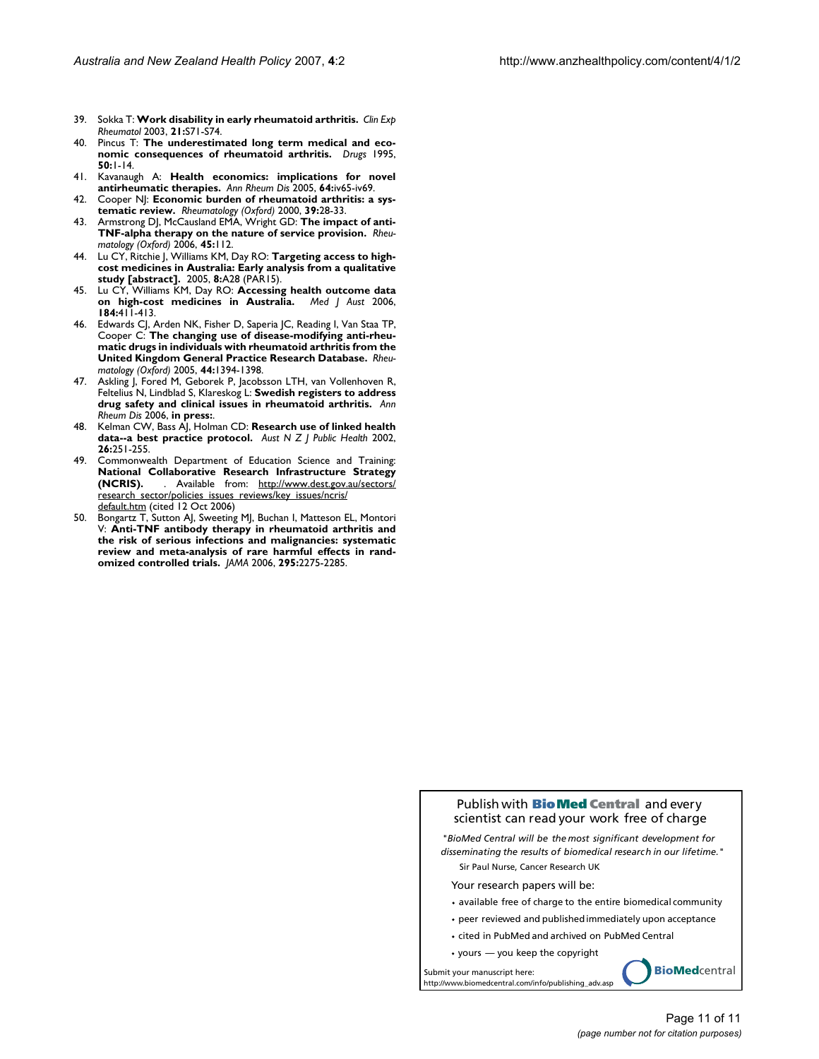39. Sokka T: **Work disability in early rheumatoid arthritis.** *Clin Exp Rheumatol* 2003, **21:**S71-S74.
40. Pincus T: **The underestimated long term medical and economic consequences of rheumatoid arthritis.** *Drugs* 1995, **50:**1-14.
41. Kavanaugh A: **Health economics: implications for novel antirheumatic therapies.** *Ann Rheum Dis* 2005, **64:**iv65-iv69.
42. Cooper NJ: **Economic burden of rheumatoid arthritis: a systematic review.** *Rheumatology (Oxford)* 2000, **39:**28-33.
43. Armstrong DJ, McCausland EMA, Wright GD: **The impact of anti-TNF-alpha therapy on the nature of service provision.** *Rheumatology (Oxford)* 2006, **45:**112.
44. Lu CY, Ritchie J, Williams KM, Day RO: **Targeting access to high-cost medicines in Australia: Early analysis from a qualitative study [abstract].** 2005, **8:**A28 (PAR15).
45. Lu CY, Williams KM, Day RO: **Accessing health outcome data on high-cost medicines in Australia.** *Med J Aust* 2006, **184:**411-413.
46. Edwards CJ, Arden NK, Fisher D, Saperia JC, Reading I, Van Staa TP, Cooper C: **The changing use of disease-modifying anti-rheumatic drugs in individuals with rheumatoid arthritis from the United Kingdom General Practice Research Database.** *Rheumatology (Oxford)* 2005, **44:**1394-1398.
47. Askling J, Fored M, Geborek P, Jacobsson LTH, van Vollenhoven R, Feltelius N, Lindblad S, Klareskog L: **Swedish registers to address drug safety and clinical issues in rheumatoid arthritis.** *Ann Rheum Dis* 2006, **in press:**.
48. Kelman CW, Bass AJ, Holman CD: **Research use of linked health data--a best practice protocol.** *Aust N Z J Public Health* 2002, **26:**251-255.
49. Commonwealth Department of Education Science and Training: **National Collaborative Research Infrastructure Strategy (NCRIS).** . Available from: http://www.dest.gov.au/sectors/research_sector/policies_issues_reviews/key_issues/ncris/default.htm (cited 12 Oct 2006)
50. Bongartz T, Sutton AJ, Sweeting MJ, Buchan I, Matteson EL, Montori V: **Anti-TNF antibody therapy in rheumatoid arthritis and the risk of serious infections and malignancies: systematic review and meta-analysis of rare harmful effects in randomized controlled trials.** *JAMA* 2006, **295:**2275-2285.

Publish with **BioMed Central** and every scientist can read your work free of charge

*"BioMed Central will be the most significant development for disseminating the results of biomedical research in our lifetime."*

Sir Paul Nurse, Cancer Research UK

Your research papers will be:

- available free of charge to the entire biomedical community
- peer reviewed and published immediately upon acceptance
- cited in PubMed and archived on PubMed Central
- yours — you keep the copyright

Submit your manuscript here:
http://www.biomedcentral.com/info/publishing_adv.asp

**BioMed**central